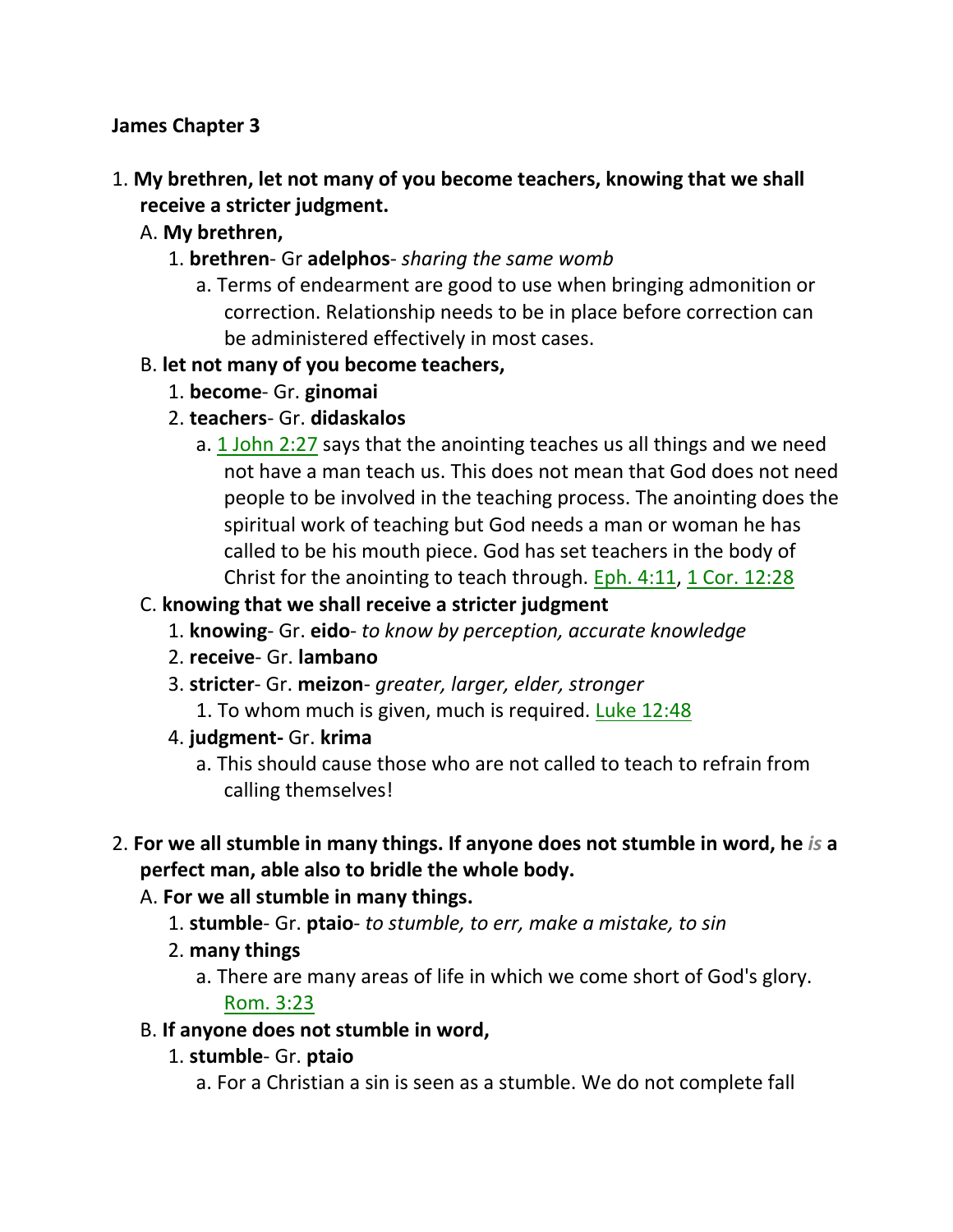**James Chapter 3**

1. **My brethren, let not many of you become teachers, knowing that we shall receive a stricter judgment.**
   A. **My brethren,**
      1. **brethren**- Gr **adelphos**- *sharing the same womb*
         a. Terms of endearment are good to use when bringing admonition or correction. Relationship needs to be in place before correction can be administered effectively in most cases.
   B. **let not many of you become teachers,**
      1. **become**- Gr. **ginomai**
      2. **teachers**- Gr. **didaskalos**
         a. 1 John 2:27 says that the anointing teaches us all things and we need not have a man teach us. This does not mean that God does not need people to be involved in the teaching process. The anointing does the spiritual work of teaching but God needs a man or woman he has called to be his mouth piece. God has set teachers in the body of Christ for the anointing to teach through. Eph. 4:11, 1 Cor. 12:28
   C. **knowing that we shall receive a stricter judgment**
      1. **knowing**- Gr. **eido**- *to know by perception, accurate knowledge*
      2. **receive**- Gr. **lambano**
      3. **stricter**- Gr. **meizon**- *greater, larger, elder, stronger*
         1. To whom much is given, much is required. Luke 12:48
      4. **judgment-** Gr. **krima**
         a. This should cause those who are not called to teach to refrain from calling themselves!

2. **For we all stumble in many things. If anyone does not stumble in word, he *is* a perfect man, able also to bridle the whole body.**
   A. **For we all stumble in many things.**
      1. **stumble**- Gr. **ptaio**- *to stumble, to err, make a mistake, to sin*
      2. **many things**
         a. There are many areas of life in which we come short of God's glory. Rom. 3:23
   B. **If anyone does not stumble in word,**
      1. **stumble**- Gr. **ptaio**
         a. For a Christian a sin is seen as a stumble. We do not complete fall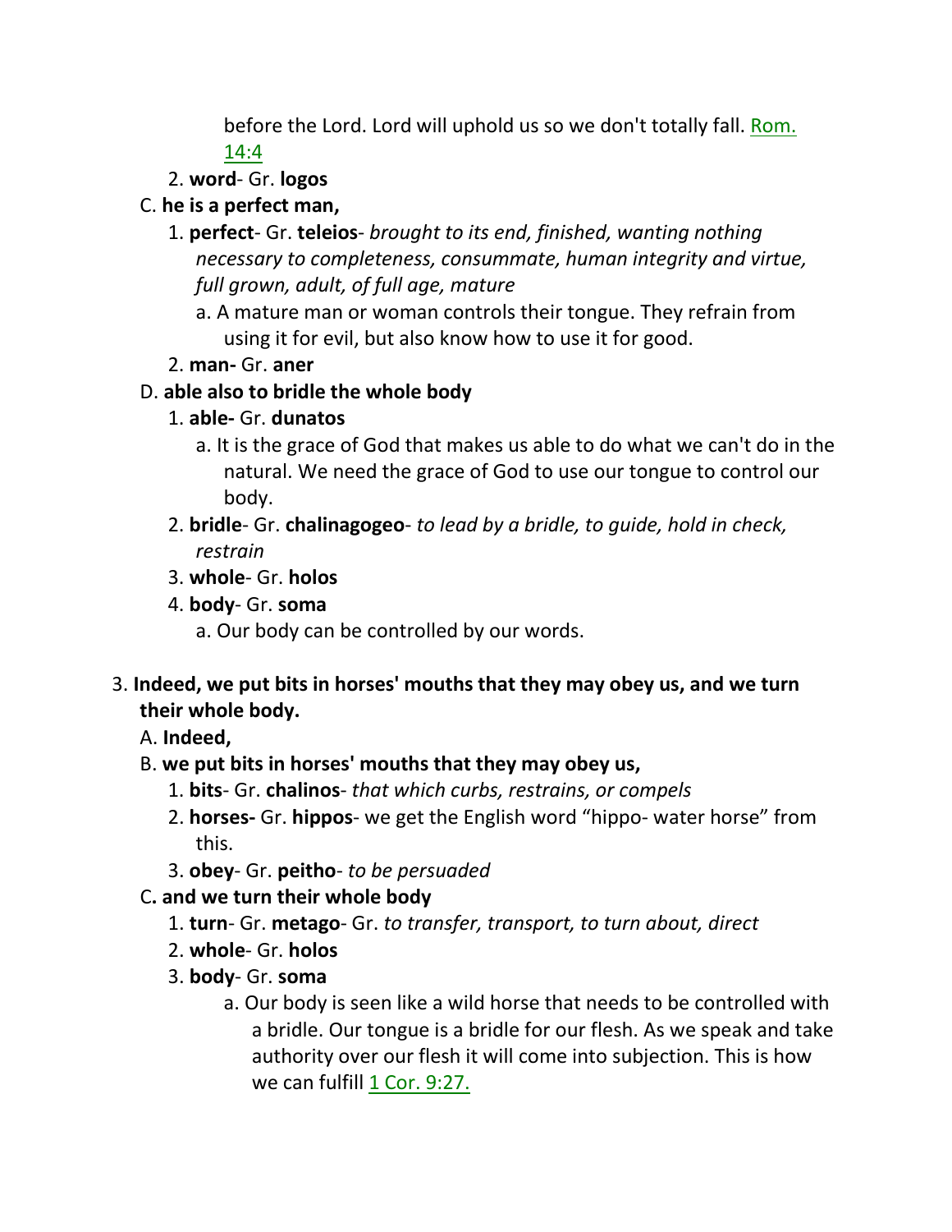before the Lord. Lord will uphold us so we don't totally fall. Rom. 14:4

2. **word**- Gr. **logos**

C. **he is a perfect man,**

1. **perfect**- Gr. **teleios**- *brought to its end, finished, wanting nothing necessary to completeness, consummate, human integrity and virtue, full grown, adult, of full age, mature*
   a. A mature man or woman controls their tongue. They refrain from using it for evil, but also know how to use it for good.
2. **man-** Gr. **aner**

D. **able also to bridle the whole body**

1. **able-** Gr. **dunatos**
   a. It is the grace of God that makes us able to do what we can't do in the natural. We need the grace of God to use our tongue to control our body.
2. **bridle**- Gr. **chalinagogeo**- *to lead by a bridle, to guide, hold in check, restrain*
3. **whole**- Gr. **holos**
4. **body**- Gr. **soma**
   a. Our body can be controlled by our words.

3. **Indeed, we put bits in horses' mouths that they may obey us, and we turn their whole body.**

A. **Indeed,**

B. **we put bits in horses' mouths that they may obey us,**

1. **bits**- Gr. **chalinos**- *that which curbs, restrains, or compels*
2. **horses-** Gr. **hippos**- we get the English word "hippo- water horse" from this.
3. **obey**- Gr. **peitho**- *to be persuaded*

C**. and we turn their whole body**

1. **turn**- Gr. **metago**- Gr. *to transfer, transport, to turn about, direct*
2. **whole**- Gr. **holos**
3. **body**- Gr. **soma**
   a. Our body is seen like a wild horse that needs to be controlled with a bridle. Our tongue is a bridle for our flesh. As we speak and take authority over our flesh it will come into subjection. This is how we can fulfill 1 Cor. 9:27.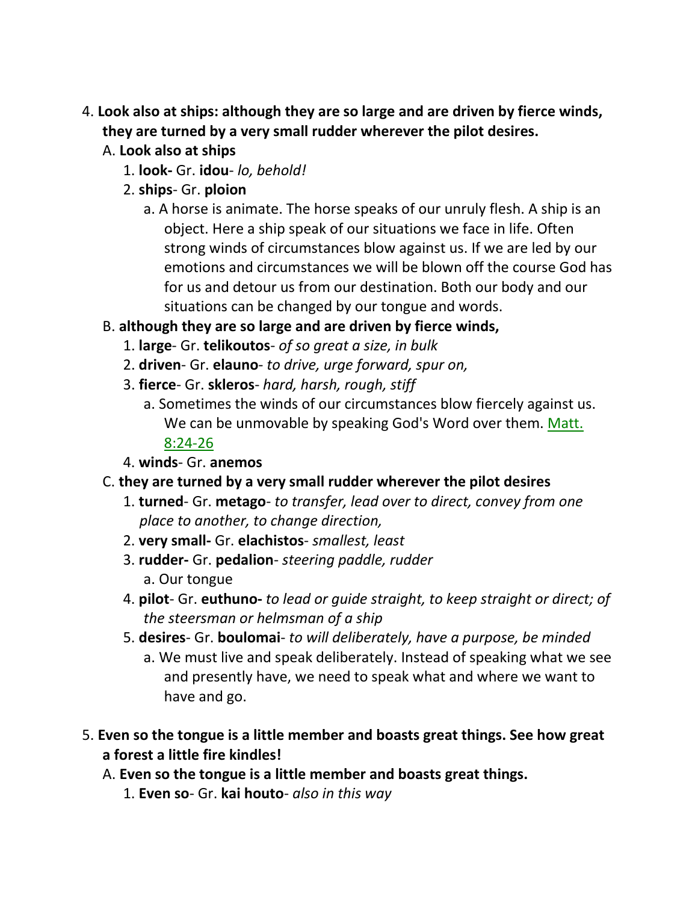4. **Look also at ships: although they are so large and are driven by fierce winds, they are turned by a very small rudder wherever the pilot desires.**
   A. **Look also at ships**
      1. **look-** Gr. **idou**- *lo, behold!*
      2. **ships**- Gr. **ploion**
         a. A horse is animate. The horse speaks of our unruly flesh. A ship is an object. Here a ship speak of our situations we face in life. Often strong winds of circumstances blow against us. If we are led by our emotions and circumstances we will be blown off the course God has for us and detour us from our destination. Both our body and our situations can be changed by our tongue and words.
   B. **although they are so large and are driven by fierce winds,**
      1. **large**- Gr. **telikoutos**- *of so great a size, in bulk*
      2. **driven**- Gr. **elauno**- *to drive, urge forward, spur on,*
      3. **fierce**- Gr. **skleros**- *hard, harsh, rough, stiff*
         a. Sometimes the winds of our circumstances blow fiercely against us. We can be unmovable by speaking God's Word over them. Matt. 8:24-26
      4. **winds**- Gr. **anemos**
   C. **they are turned by a very small rudder wherever the pilot desires**
      1. **turned**- Gr. **metago**- *to transfer, lead over to direct, convey from one place to another, to change direction,*
      2. **very small-** Gr. **elachistos**- *smallest, least*
      3. **rudder-** Gr. **pedalion**- *steering paddle, rudder*
         a. Our tongue
      4. **pilot**- Gr. **euthuno-** *to lead or guide straight, to keep straight or direct; of the steersman or helmsman of a ship*
      5. **desires**- Gr. **boulomai**- *to will deliberately, have a purpose, be minded*
         a. We must live and speak deliberately. Instead of speaking what we see and presently have, we need to speak what and where we want to have and go.

5. **Even so the tongue is a little member and boasts great things. See how great a forest a little fire kindles!**
   A. **Even so the tongue is a little member and boasts great things.**
      1. **Even so**- Gr. **kai houto**- *also in this way*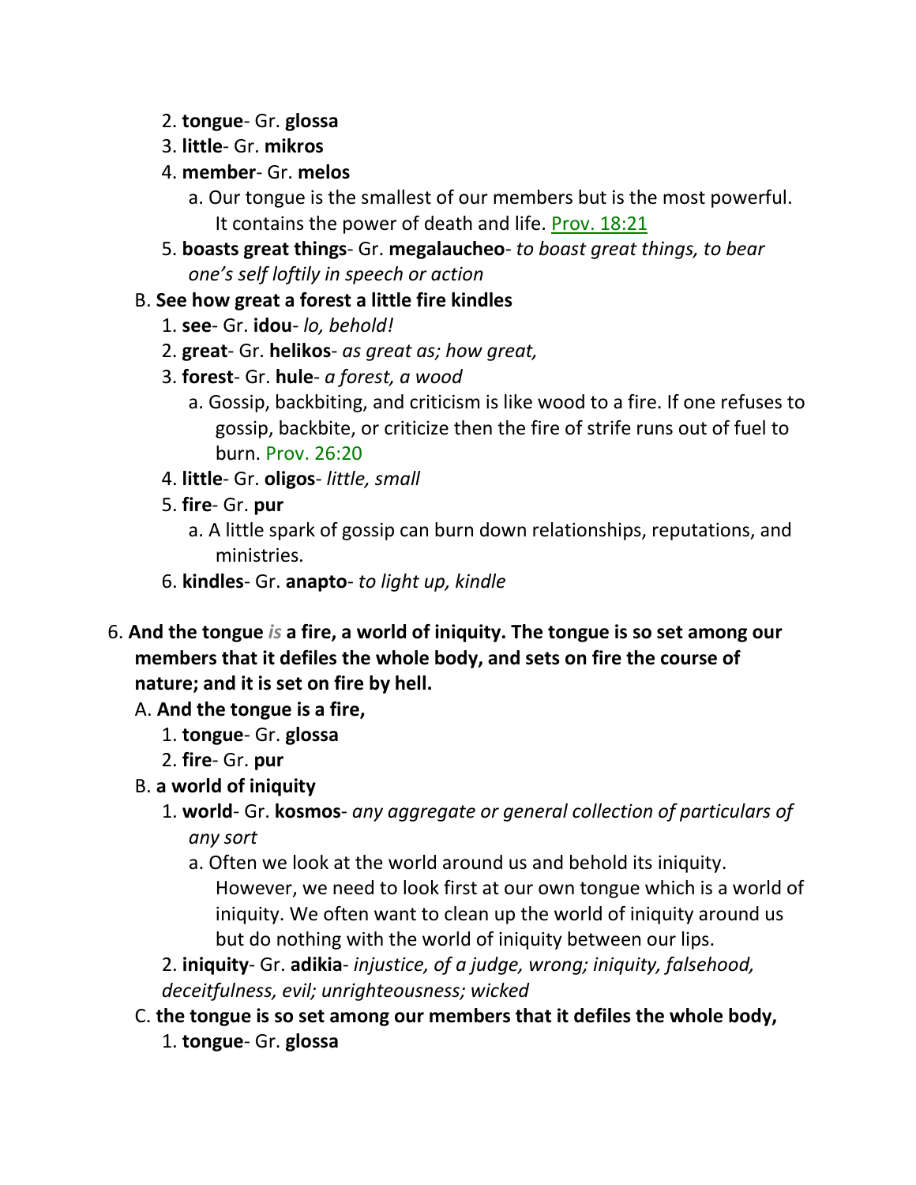2. **tongue**- Gr. **glossa**
3. **little**- Gr. **mikros**
4. **member**- Gr. **melos**
   a. Our tongue is the smallest of our members but is the most powerful. It contains the power of death and life. Prov. 18:21
5. **boasts great things**- Gr. **megalaucheo**- *to boast great things, to bear one's self loftily in speech or action*

B. **See how great a forest a little fire kindles**

1. **see**- Gr. **idou**- *lo, behold!*
2. **great**- Gr. **helikos**- *as great as; how great,*
3. **forest**- Gr. **hule**- *a forest, a wood*
   a. Gossip, backbiting, and criticism is like wood to a fire. If one refuses to gossip, backbite, or criticize then the fire of strife runs out of fuel to burn. Prov. 26:20
4. **little**- Gr. **oligos**- *little, small*
5. **fire**- Gr. **pur**
   a. A little spark of gossip can burn down relationships, reputations, and ministries.
6. **kindles**- Gr. **anapto**- *to light up, kindle*

6. **And the tongue *is* a fire, a world of iniquity. The tongue is so set among our members that it defiles the whole body, and sets on fire the course of nature; and it is set on fire by hell.**

A. **And the tongue is a fire,**

1. **tongue**- Gr. **glossa**
2. **fire**- Gr. **pur**

B. **a world of iniquity**

1. **world**- Gr. **kosmos**- *any aggregate or general collection of particulars of any sort*
   a. Often we look at the world around us and behold its iniquity. However, we need to look first at our own tongue which is a world of iniquity. We often want to clean up the world of iniquity around us but do nothing with the world of iniquity between our lips.
2. **iniquity**- Gr. **adikia**- *injustice, of a judge, wrong; iniquity, falsehood, deceitfulness, evil; unrighteousness; wicked*

C. **the tongue is so set among our members that it defiles the whole body,**

1. **tongue**- Gr. **glossa**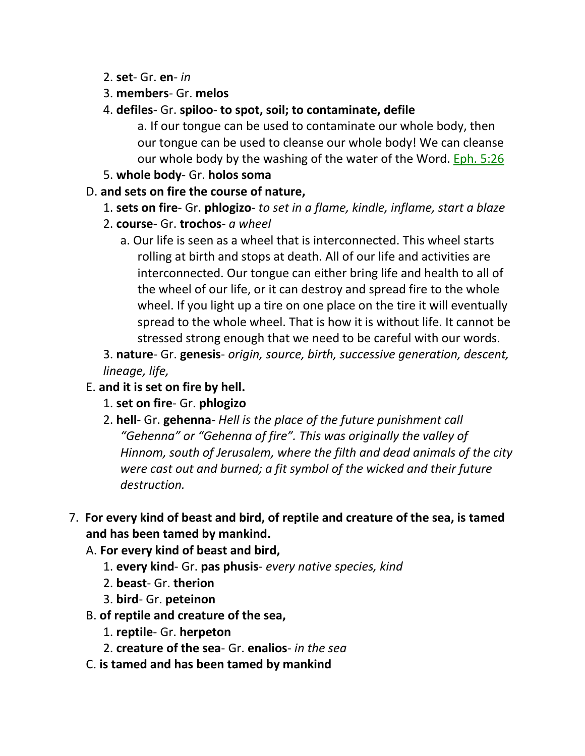2. **set**- Gr. **en**- *in*
3. **members**- Gr. **melos**
4. **defiles**- Gr. **spiloo**- **to spot, soil; to contaminate, defile**
   a. If our tongue can be used to contaminate our whole body, then our tongue can be used to cleanse our whole body! We can cleanse our whole body by the washing of the water of the Word. Eph. 5:26
5. **whole body**- Gr. **holos soma**

D. **and sets on fire the course of nature,**
1. **sets on fire**- Gr. **phlogizo**- *to set in a flame, kindle, inflame, start a blaze*
2. **course**- Gr. **trochos**- *a wheel*
   a. Our life is seen as a wheel that is interconnected. This wheel starts rolling at birth and stops at death. All of our life and activities are interconnected. Our tongue can either bring life and health to all of the wheel of our life, or it can destroy and spread fire to the whole wheel. If you light up a tire on one place on the tire it will eventually spread to the whole wheel. That is how it is without life. It cannot be stressed strong enough that we need to be careful with our words.
3. **nature**- Gr. **genesis**- *origin, source, birth, successive generation, descent, lineage, life,*

E. **and it is set on fire by hell.**
1. **set on fire**- Gr. **phlogizo**
2. **hell**- Gr. **gehenna**- *Hell is the place of the future punishment call "Gehenna" or "Gehenna of fire". This was originally the valley of Hinnom, south of Jerusalem, where the filth and dead animals of the city were cast out and burned; a fit symbol of the wicked and their future destruction.*

7. **For every kind of beast and bird, of reptile and creature of the sea, is tamed and has been tamed by mankind.**

A. **For every kind of beast and bird,**
1. **every kind**- Gr. **pas phusis**- *every native species, kind*
2. **beast**- Gr. **therion**
3. **bird**- Gr. **peteinon**

B. **of reptile and creature of the sea,**
1. **reptile**- Gr. **herpeton**
2. **creature of the sea**- Gr. **enalios**- *in the sea*

C. **is tamed and has been tamed by mankind**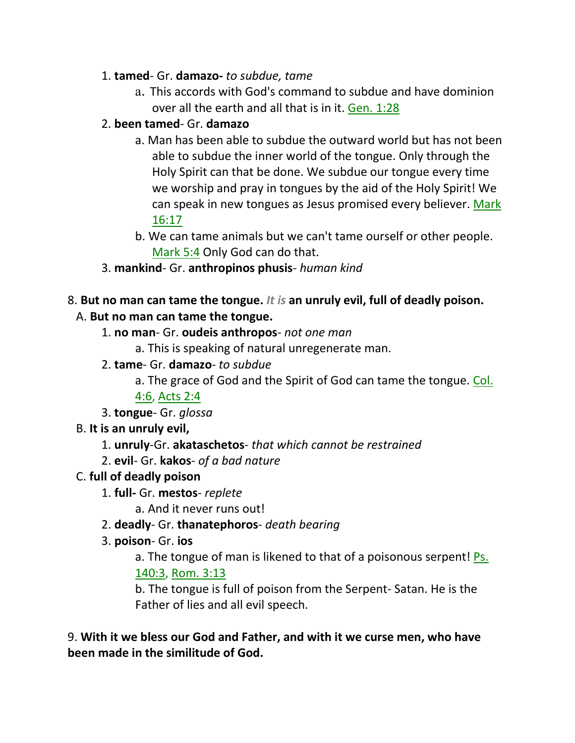1. **tamed**- Gr. **damazo-** *to subdue, tame*
    a. This accords with God's command to subdue and have dominion over all the earth and all that is in it. Gen. 1:28
2. **been tamed**- Gr. **damazo**
    a. Man has been able to subdue the outward world but has not been able to subdue the inner world of the tongue. Only through the Holy Spirit can that be done. We subdue our tongue every time we worship and pray in tongues by the aid of the Holy Spirit! We can speak in new tongues as Jesus promised every believer. Mark 16:17
    b. We can tame animals but we can't tame ourself or other people. Mark 5:4 Only God can do that.
3. **mankind**- Gr. **anthropinos phusis**- *human kind*

8. **But no man can tame the tongue.** ***It is*** **an unruly evil, full of deadly poison.**

A. **But no man can tame the tongue.**

1. **no man**- Gr. **oudeis anthropos**- *not one man*
    a. This is speaking of natural unregenerate man.
2. **tame**- Gr. **damazo**- *to subdue*
    a. The grace of God and the Spirit of God can tame the tongue. Col. 4:6, Acts 2:4
3. **tongue**- Gr. *glossa*

B. **It is an unruly evil,**

1. **unruly**-Gr. **akataschetos**- *that which cannot be restrained*
2. **evil**- Gr. **kakos**- *of a bad nature*

C. **full of deadly poison**

1. **full-** Gr. **mestos**- *replete*
    a. And it never runs out!
2. **deadly**- Gr. **thanatephoros**- *death bearing*
3. **poison**- Gr. **ios**
    a. The tongue of man is likened to that of a poisonous serpent! Ps. 140:3, Rom. 3:13
    b. The tongue is full of poison from the Serpent- Satan. He is the Father of lies and all evil speech.

9. **With it we bless our God and Father, and with it we curse men, who have been made in the similitude of God.**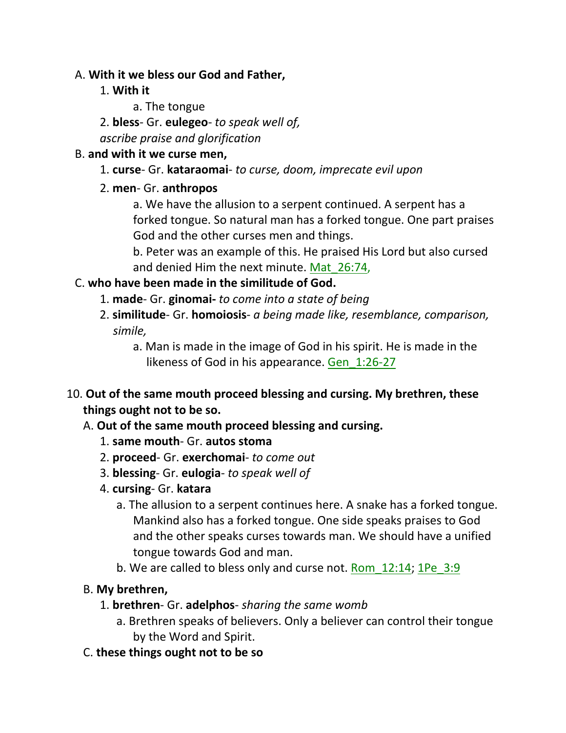A. **With it we bless our God and Father,**

1. **With it**
    a. The tongue
2. **bless**- Gr. **eulegeo**- *to speak well of, ascribe praise and glorification*

B. **and with it we curse men,**

1. **curse**- Gr. **kataraomai**- *to curse, doom, imprecate evil upon*
2. **men**- Gr. **anthropos**
    a. We have the allusion to a serpent continued. A serpent has a forked tongue. So natural man has a forked tongue. One part praises God and the other curses men and things.
    b. Peter was an example of this. He praised His Lord but also cursed and denied Him the next minute. Mat_26:74,

C. **who have been made in the similitude of God.**

1. **made**- Gr. **ginomai-** *to come into a state of being*
2. **similitude**- Gr. **homoiosis**- *a being made like, resemblance, comparison, simile,*
    a. Man is made in the image of God in his spirit. He is made in the likeness of God in his appearance. Gen_1:26-27

10. **Out of the same mouth proceed blessing and cursing. My brethren, these things ought not to be so.**

A. **Out of the same mouth proceed blessing and cursing.**

1. **same mouth**- Gr. **autos stoma**
2. **proceed**- Gr. **exerchomai**- *to come out*
3. **blessing**- Gr. **eulogia**- *to speak well of*
4. **cursing**- Gr. **katara**
    a. The allusion to a serpent continues here. A snake has a forked tongue. Mankind also has a forked tongue. One side speaks praises to God and the other speaks curses towards man. We should have a unified tongue towards God and man.
    b. We are called to bless only and curse not. Rom_12:14; 1Pe_3:9

B. **My brethren,**

1. **brethren**- Gr. **adelphos**- *sharing the same womb*
    a. Brethren speaks of believers. Only a believer can control their tongue by the Word and Spirit.

C. **these things ought not to be so**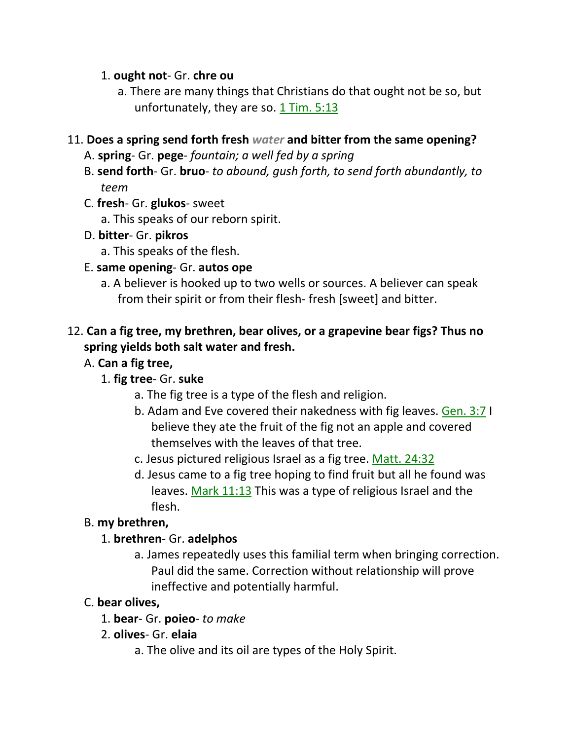1. **ought not**- Gr. **chre ou**
   a. There are many things that Christians do that ought not be so, but unfortunately, they are so. 1 Tim. 5:13

11. **Does a spring send forth fresh *water* and bitter from the same opening?**
   A. **spring**- Gr. **pege**- *fountain; a well fed by a spring*
   B. **send forth**- Gr. **bruo**- *to abound, gush forth, to send forth abundantly, to teem*
   C. **fresh**- Gr. **glukos**- sweet
      a. This speaks of our reborn spirit.
   D. **bitter**- Gr. **pikros**
      a. This speaks of the flesh.
   E. **same opening**- Gr. **autos ope**
      a. A believer is hooked up to two wells or sources. A believer can speak from their spirit or from their flesh- fresh [sweet] and bitter.

12. **Can a fig tree, my brethren, bear olives, or a grapevine bear figs? Thus no spring yields both salt water and fresh.**
   A. **Can a fig tree,**
      1. **fig tree**- Gr. **suke**
         a. The fig tree is a type of the flesh and religion.
         b. Adam and Eve covered their nakedness with fig leaves. Gen. 3:7 I believe they ate the fruit of the fig not an apple and covered themselves with the leaves of that tree.
         c. Jesus pictured religious Israel as a fig tree. Matt. 24:32
         d. Jesus came to a fig tree hoping to find fruit but all he found was leaves. Mark 11:13 This was a type of religious Israel and the flesh.
   B. **my brethren,**
      1. **brethren**- Gr. **adelphos**
         a. James repeatedly uses this familial term when bringing correction. Paul did the same. Correction without relationship will prove ineffective and potentially harmful.
   C. **bear olives,**
      1. **bear**- Gr. **poieo**- *to make*
      2. **olives**- Gr. **elaia**
         a. The olive and its oil are types of the Holy Spirit.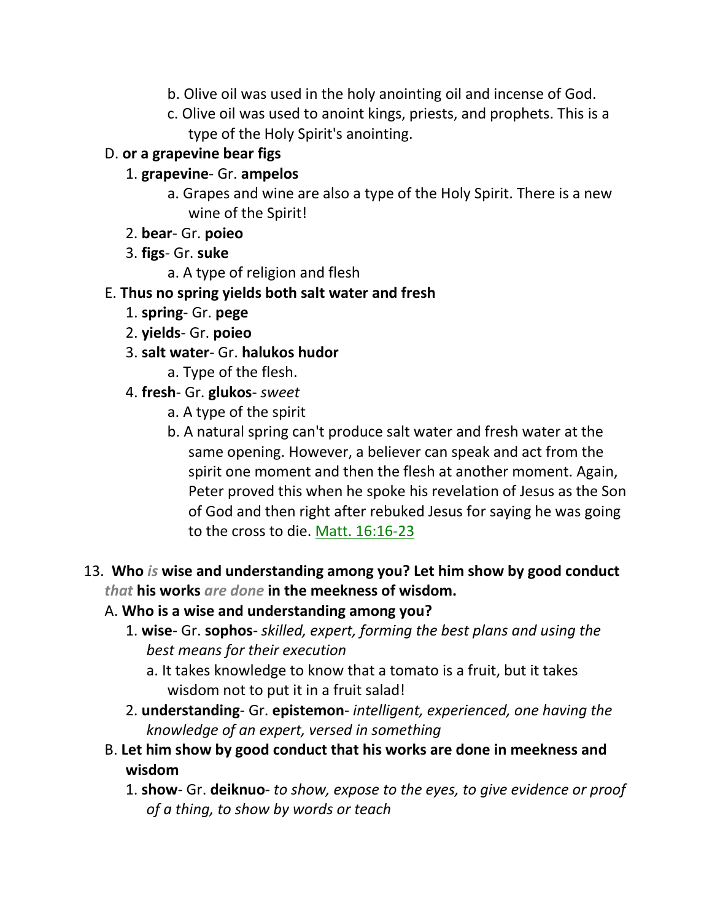b. Olive oil was used in the holy anointing oil and incense of God.

c. Olive oil was used to anoint kings, priests, and prophets. This is a type of the Holy Spirit's anointing.

D. **or a grapevine bear figs**

1. **grapevine**- Gr. **ampelos**

a. Grapes and wine are also a type of the Holy Spirit. There is a new wine of the Spirit!

2. **bear**- Gr. **poieo**

3. **figs**- Gr. **suke**

a. A type of religion and flesh

E. **Thus no spring yields both salt water and fresh**

1. **spring**- Gr. **pege**

2. **yields**- Gr. **poieo**

3. **salt water**- Gr. **halukos hudor**

a. Type of the flesh.

4. **fresh**- Gr. **glukos**- *sweet*

a. A type of the spirit

b. A natural spring can't produce salt water and fresh water at the same opening. However, a believer can speak and act from the spirit one moment and then the flesh at another moment. Again, Peter proved this when he spoke his revelation of Jesus as the Son of God and then right after rebuked Jesus for saying he was going to the cross to die. Matt. 16:16-23

13. **Who *is* wise and understanding among you? Let him show by good conduct *that* his works *are done* in the meekness of wisdom.**

A. **Who is a wise and understanding among you?**

1. **wise**- Gr. **sophos**- *skilled, expert, forming the best plans and using the best means for their execution*

a. It takes knowledge to know that a tomato is a fruit, but it takes wisdom not to put it in a fruit salad!

2. **understanding**- Gr. **epistemon**- *intelligent, experienced, one having the knowledge of an expert, versed in something*

B. **Let him show by good conduct that his works are done in meekness and wisdom**

1. **show**- Gr. **deiknuo**- *to show, expose to the eyes, to give evidence or proof of a thing, to show by words or teach*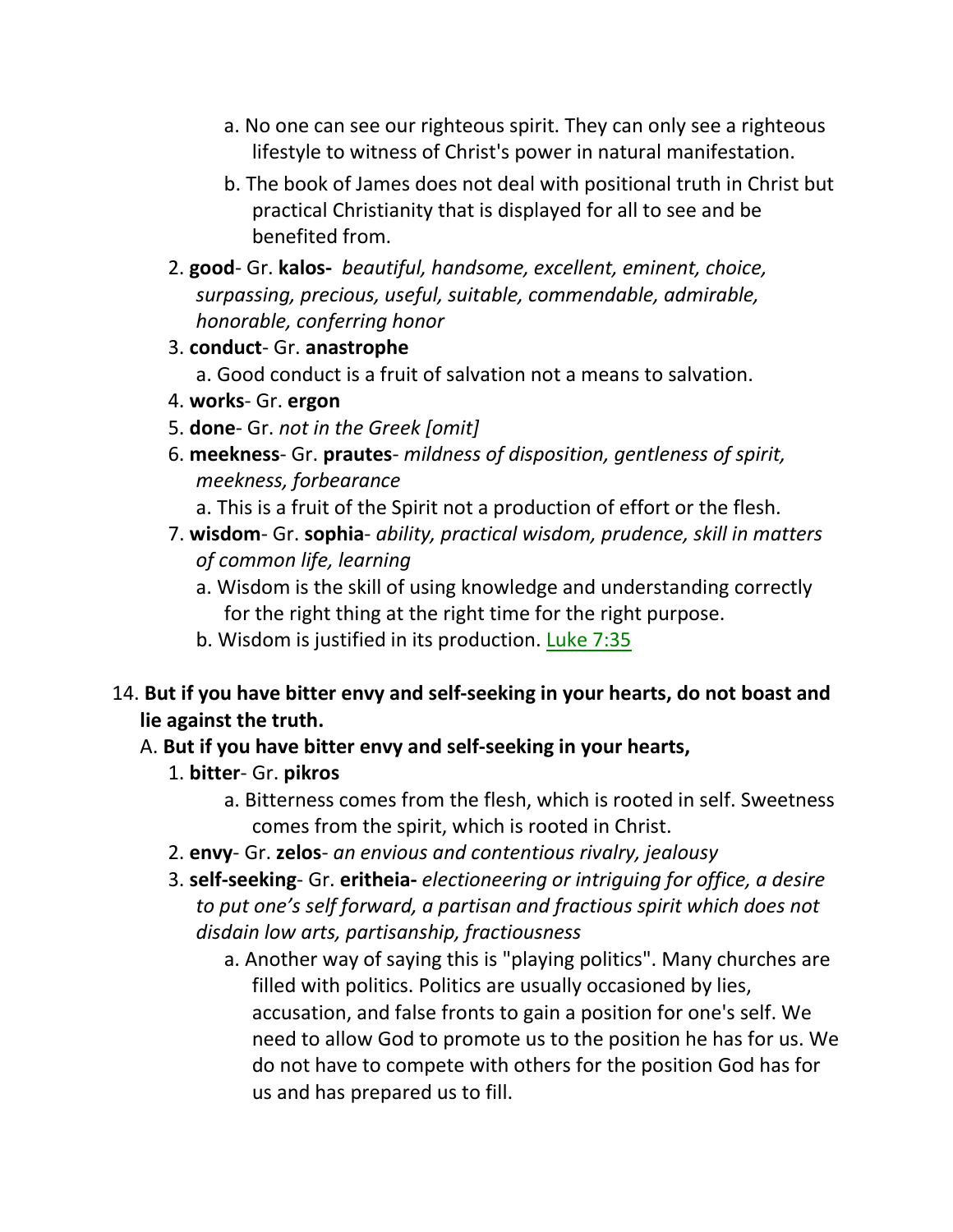a. No one can see our righteous spirit. They can only see a righteous lifestyle to witness of Christ's power in natural manifestation.

b. The book of James does not deal with positional truth in Christ but practical Christianity that is displayed for all to see and be benefited from.

2. **good**- Gr. **kalos-** *beautiful, handsome, excellent, eminent, choice, surpassing, precious, useful, suitable, commendable, admirable, honorable, conferring honor*

3. **conduct**- Gr. **anastrophe**

   a. Good conduct is a fruit of salvation not a means to salvation.

4. **works**- Gr. **ergon**

5. **done**- Gr. *not in the Greek [omit]*

6. **meekness**- Gr. **prautes**- *mildness of disposition, gentleness of spirit, meekness, forbearance*

   a. This is a fruit of the Spirit not a production of effort or the flesh.

7. **wisdom**- Gr. **sophia**- *ability, practical wisdom, prudence, skill in matters of common life, learning*

   a. Wisdom is the skill of using knowledge and understanding correctly for the right thing at the right time for the right purpose.

   b. Wisdom is justified in its production. Luke 7:35

14. **But if you have bitter envy and self-seeking in your hearts, do not boast and lie against the truth.**

A. **But if you have bitter envy and self-seeking in your hearts,**

1. **bitter**- Gr. **pikros**

   a. Bitterness comes from the flesh, which is rooted in self. Sweetness comes from the spirit, which is rooted in Christ.

2. **envy**- Gr. **zelos**- *an envious and contentious rivalry, jealousy*

3. **self-seeking**- Gr. **eritheia-** *electioneering or intriguing for office, a desire to put one's self forward, a partisan and fractious spirit which does not disdain low arts, partisanship, fractiousness*

   a. Another way of saying this is "playing politics". Many churches are filled with politics. Politics are usually occasioned by lies, accusation, and false fronts to gain a position for one's self. We need to allow God to promote us to the position he has for us. We do not have to compete with others for the position God has for us and has prepared us to fill.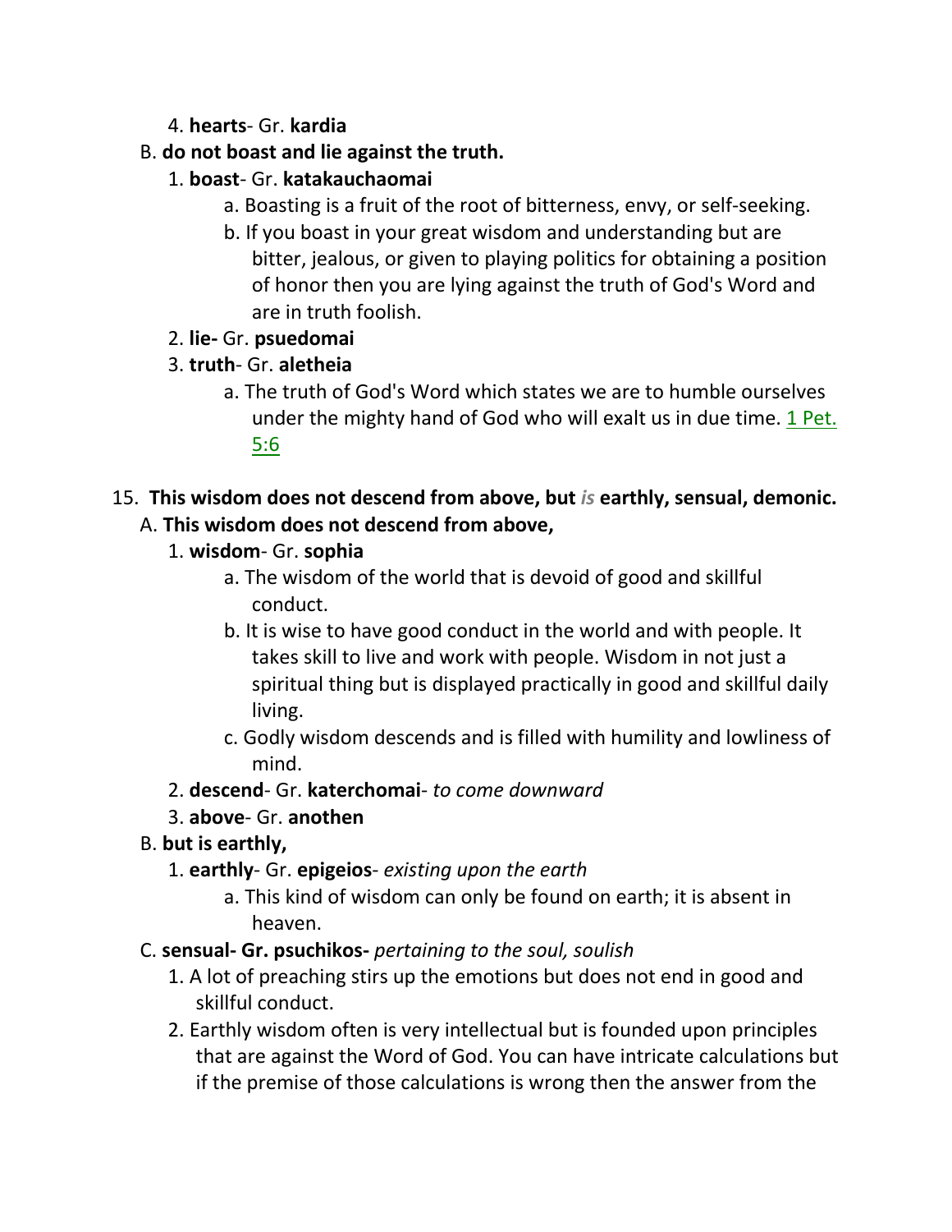4. **hearts**- Gr. **kardia**

B. **do not boast and lie against the truth.**

1. **boast**- Gr. **katakauchaomai**
    a. Boasting is a fruit of the root of bitterness, envy, or self-seeking.
    b. If you boast in your great wisdom and understanding but are bitter, jealous, or given to playing politics for obtaining a position of honor then you are lying against the truth of God's Word and are in truth foolish.
2. **lie-** Gr. **psuedomai**
3. **truth**- Gr. **aletheia**
    a. The truth of God's Word which states we are to humble ourselves under the mighty hand of God who will exalt us in due time. 1 Pet. 5:6

15. **This wisdom does not descend from above, but *is* earthly, sensual, demonic.**

A. **This wisdom does not descend from above,**

1. **wisdom**- Gr. **sophia**
    a. The wisdom of the world that is devoid of good and skillful conduct.
    b. It is wise to have good conduct in the world and with people. It takes skill to live and work with people. Wisdom in not just a spiritual thing but is displayed practically in good and skillful daily living.
    c. Godly wisdom descends and is filled with humility and lowliness of mind.
2. **descend**- Gr. **katerchomai**- *to come downward*
3. **above**- Gr. **anothen**

B. **but is earthly,**

1. **earthly**- Gr. **epigeios**- *existing upon the earth*
    a. This kind of wisdom can only be found on earth; it is absent in heaven.

C. **sensual- Gr. psuchikos-** *pertaining to the soul, soulish*

1. A lot of preaching stirs up the emotions but does not end in good and skillful conduct.
2. Earthly wisdom often is very intellectual but is founded upon principles that are against the Word of God. You can have intricate calculations but if the premise of those calculations is wrong then the answer from the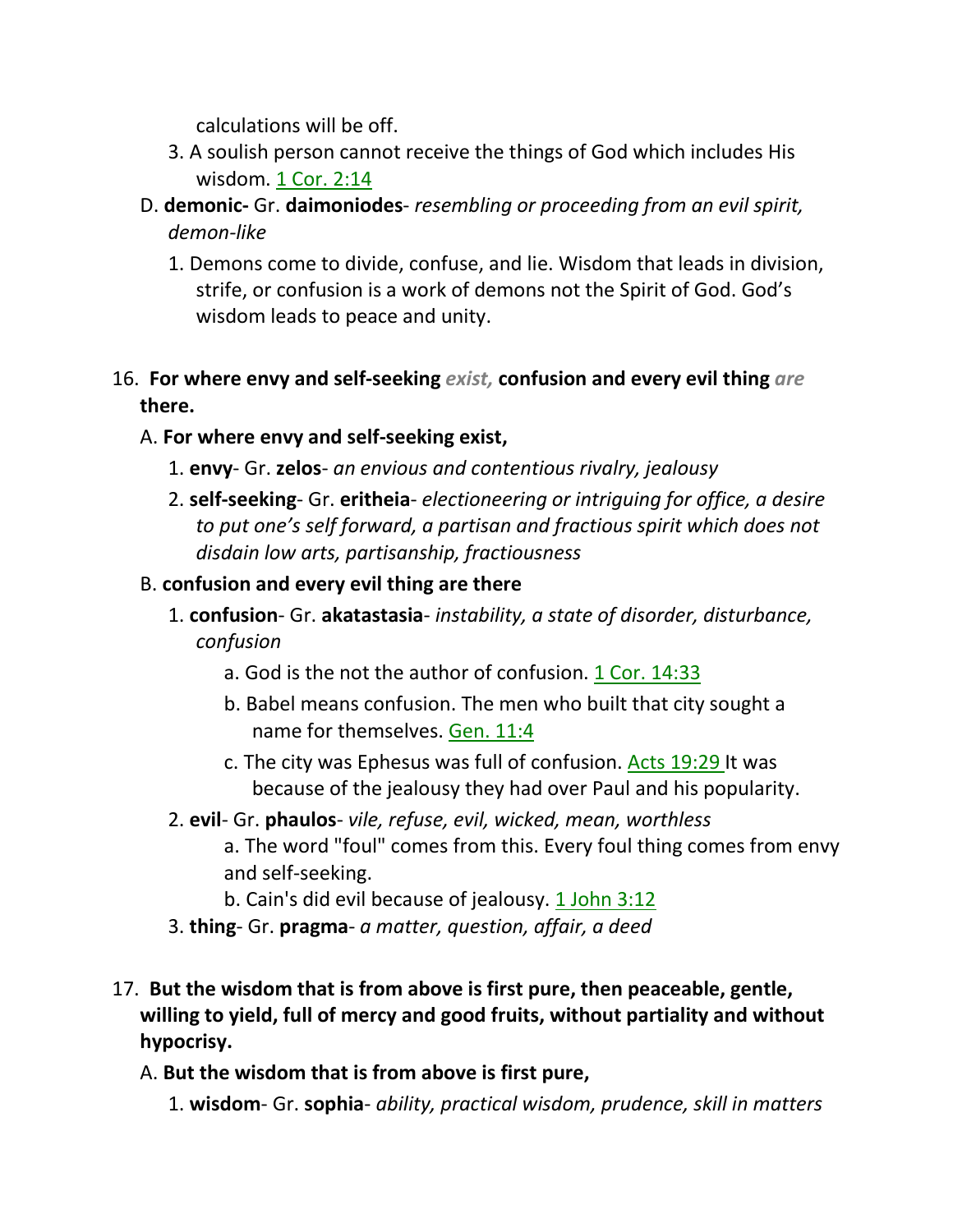calculations will be off.

3. A soulish person cannot receive the things of God which includes His wisdom. 1 Cor. 2:14

D. **demonic-** Gr. **daimoniodes**- *resembling or proceeding from an evil spirit, demon-like*

1. Demons come to divide, confuse, and lie. Wisdom that leads in division, strife, or confusion is a work of demons not the Spirit of God. God's wisdom leads to peace and unity.

16. **For where envy and self-seeking** ***exist,*** **confusion and every evil thing** ***are*** **there.**

A. **For where envy and self-seeking exist,**

1. **envy**- Gr. **zelos**- *an envious and contentious rivalry, jealousy*
2. **self-seeking**- Gr. **eritheia**- *electioneering or intriguing for office, a desire to put one's self forward, a partisan and fractious spirit which does not disdain low arts, partisanship, fractiousness*

B. **confusion and every evil thing are there**

1. **confusion**- Gr. **akatastasia**- *instability, a state of disorder, disturbance, confusion*
   a. God is the not the author of confusion. 1 Cor. 14:33
   b. Babel means confusion. The men who built that city sought a name for themselves. Gen. 11:4
   c. The city was Ephesus was full of confusion. Acts 19:29 It was because of the jealousy they had over Paul and his popularity.
2. **evil**- Gr. **phaulos**- *vile, refuse, evil, wicked, mean, worthless*
   a. The word "foul" comes from this. Every foul thing comes from envy and self-seeking.
   b. Cain's did evil because of jealousy. 1 John 3:12
3. **thing**- Gr. **pragma**- *a matter, question, affair, a deed*

17. **But the wisdom that is from above is first pure, then peaceable, gentle, willing to yield, full of mercy and good fruits, without partiality and without hypocrisy.**

A. **But the wisdom that is from above is first pure,**

1. **wisdom**- Gr. **sophia**- *ability, practical wisdom, prudence, skill in matters*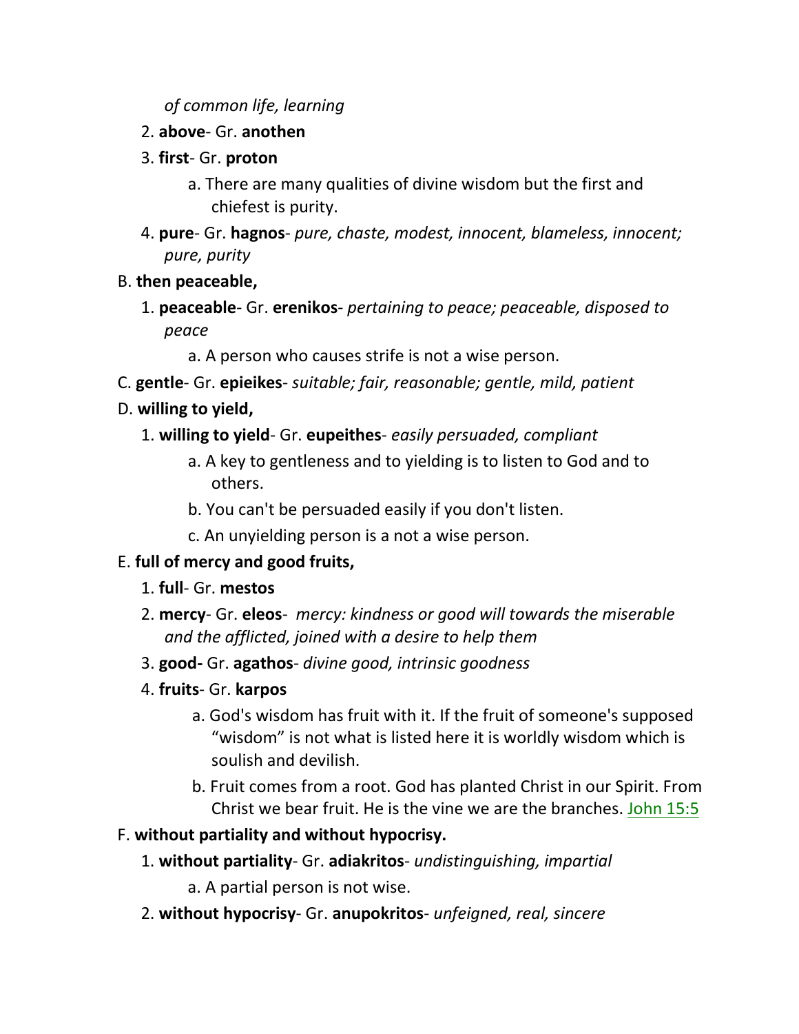*of common life, learning*

2. **above**- Gr. **anothen**
3. **first**- Gr. **proton**
    a. There are many qualities of divine wisdom but the first and chiefest is purity.
4. **pure**- Gr. **hagnos**- *pure, chaste, modest, innocent, blameless, innocent; pure, purity*

B. **then peaceable,**

1. **peaceable**- Gr. **erenikos**- *pertaining to peace; peaceable, disposed to peace*
    a. A person who causes strife is not a wise person.

C. **gentle**- Gr. **epieikes**- *suitable; fair, reasonable; gentle, mild, patient*

D. **willing to yield,**

1. **willing to yield**- Gr. **eupeithes**- *easily persuaded, compliant*
    a. A key to gentleness and to yielding is to listen to God and to others.
    b. You can't be persuaded easily if you don't listen.
    c. An unyielding person is a not a wise person.

E. **full of mercy and good fruits,**

1. **full**- Gr. **mestos**
2. **mercy**- Gr. **eleos**- *mercy: kindness or good will towards the miserable and the afflicted, joined with a desire to help them*
3. **good-** Gr. **agathos**- *divine good, intrinsic goodness*
4. **fruits**- Gr. **karpos**
    a. God's wisdom has fruit with it. If the fruit of someone's supposed "wisdom" is not what is listed here it is worldly wisdom which is soulish and devilish.
    b. Fruit comes from a root. God has planted Christ in our Spirit. From Christ we bear fruit. He is the vine we are the branches. John 15:5

F. **without partiality and without hypocrisy.**

1. **without partiality**- Gr. **adiakritos**- *undistinguishing, impartial*
    a. A partial person is not wise.
2. **without hypocrisy**- Gr. **anupokritos**- *unfeigned, real, sincere*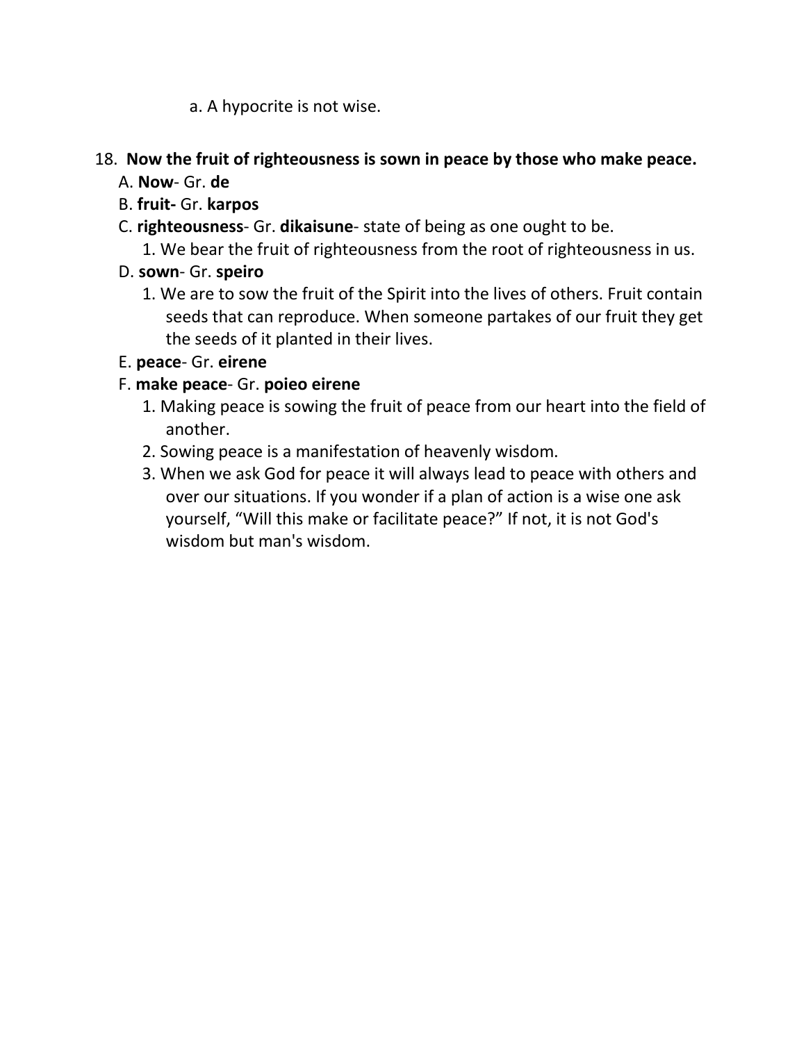a. A hypocrite is not wise.

18. **Now the fruit of righteousness is sown in peace by those who make peace.**

A. **Now**- Gr. **de**

B. **fruit-** Gr. **karpos**

C. **righteousness**- Gr. **dikaisune**- state of being as one ought to be.

1. We bear the fruit of righteousness from the root of righteousness in us.

D. **sown**- Gr. **speiro**

1. We are to sow the fruit of the Spirit into the lives of others. Fruit contain seeds that can reproduce. When someone partakes of our fruit they get the seeds of it planted in their lives.

E. **peace**- Gr. **eirene**

F. **make peace**- Gr. **poieo eirene**

1. Making peace is sowing the fruit of peace from our heart into the field of another.
2. Sowing peace is a manifestation of heavenly wisdom.
3. When we ask God for peace it will always lead to peace with others and over our situations. If you wonder if a plan of action is a wise one ask yourself, "Will this make or facilitate peace?" If not, it is not God's wisdom but man's wisdom.